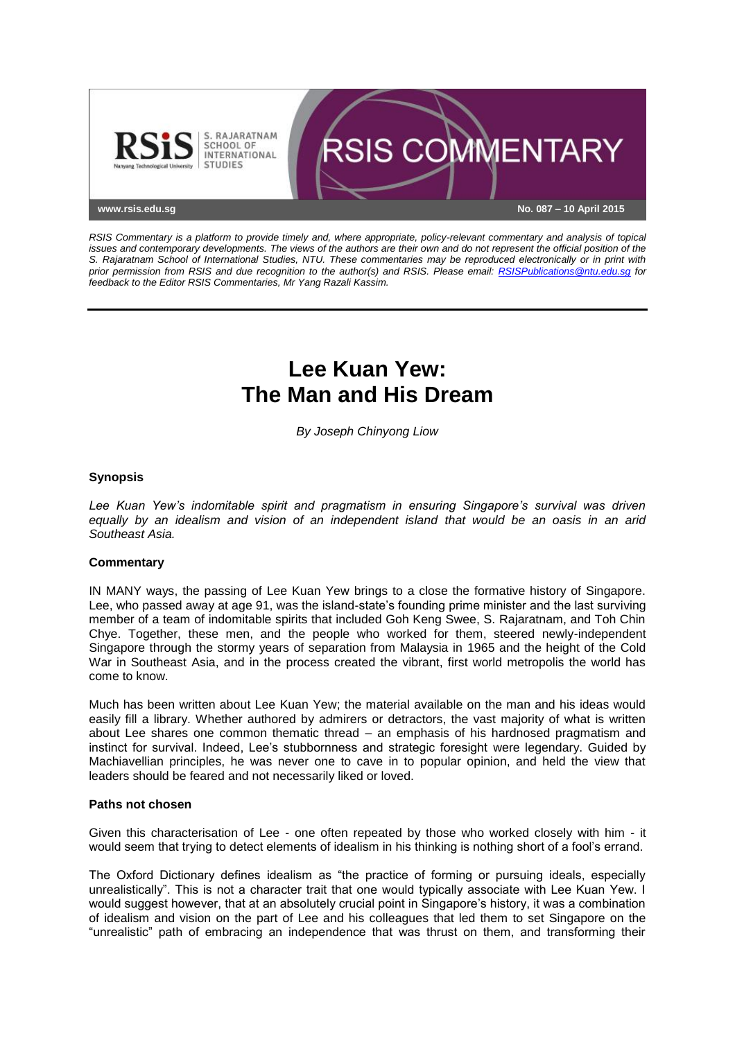RSIS Commentary is a platform to provide timely and, where appropriate, policy-relevant commentary and analysis of topical issues and contemporary developments. The views of the authors are their own and do not represent the official position of the S. Rajaratnam School of International Studies, NTU. These commentaries may be reproduced electronically or in print with prior permission from RSIS and due recognition to the author(s) and RSIS. Please email: RSISPublications@ntu.edu.sg for feedback to the Editor RSIS Commentaries, Mr Yang Razali Kassim.

No. 087 – 10 April 2015

# Lee Kuan Yew: The Man and His Dream

*By Joseph Chinyong Liow*

### Synopsis

*Lee Kuan Yew's indomitable spirit and pragmatism in ensuring Singapore's survival was driven equally by an idealism and vision of an independent island that would be an oasis in an arid Southeast Asia.*

### Commentary

IN MANY ways, the passing of Lee Kuan Yew brings to a close the formative history of Singapore. Lee, who passed away at age 91, was the island-state's founding prime minister and the last surviving member of a team of indomitable spirits that included Goh Keng Swee, S. Rajaratnam, and Toh Chin Chye. Together, these men, and the people who worked for them, steered newly-independent Singapore through the stormy years of separation from Malaysia in 1965 and the height of the Cold War in Southeast Asia, and in the process created the vibrant, first world metropolis the world has come to know.

Much has been written about Lee Kuan Yew; the material available on the man and his ideas would easily fill a library. Whether authored by admirers or detractors, the vast majority of what is written about Lee shares one common thematic thread – an emphasis of his hardnosed pragmatism and instinct for survival. Indeed, Lee's stubbornness and strategic foresight were legendary. Guided by Machiavellian principles, he was never one to cave in to popular opinion, and held the view that leaders should be feared and not necessarily liked or loved.

### Paths not chosen

Given this characterisation of Lee - one often repeated by those who worked closely with him - it would seem that trying to detect elements of idealism in his thinking is nothing short of a fool's errand.

The Oxford Dictionary defines idealism as "the practice of forming or pursuing ideals, especially unrealistically". This is not a character trait that one would typically associate with Lee Kuan Yew. I would suggest however, that at an absolutely crucial point in Singapore's history, it was a combination of idealism and vision on the part of Lee and his colleagues that led them to set Singapore on the "unrealistic" path of embracing an independence that was thrust on them, and transforming their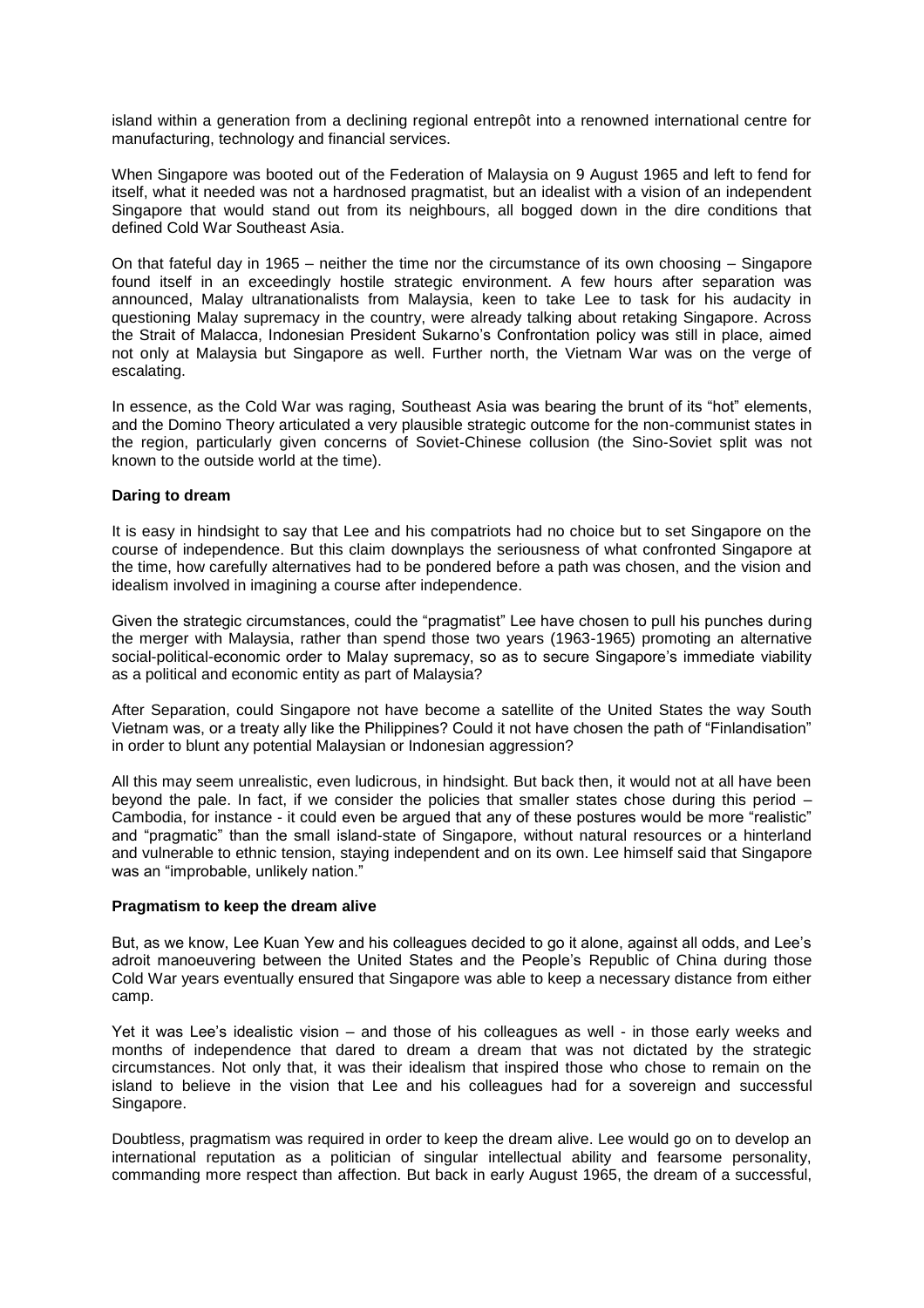island within a generation from a declining regional entrepôt into a renowned international centre for manufacturing, technology and financial services.

When Singapore was booted out of the Federation of Malaysia on 9 August 1965 and left to fend for itself, what it needed was not a hardnosed pragmatist, but an idealist with a vision of an independent Singapore that would stand out from its neighbours, all bogged down in the dire conditions that defined Cold War Southeast Asia.

On that fateful day in 1965 – neither the time nor the circumstance of its own choosing – Singapore found itself in an exceedingly hostile strategic environment. A few hours after separation was announced, Malay ultranationalists from Malaysia, keen to take Lee to task for his audacity in questioning Malay supremacy in the country, were already talking about retaking Singapore. Across the Strait of Malacca, Indonesian President Sukarno's Confrontation policy was still in place, aimed not only at Malaysia but Singapore as well. Further north, the Vietnam War was on the verge of escalating.

In essence, as the Cold War was raging, Southeast Asia was bearing the brunt of its "hot" elements, and the Domino Theory articulated a very plausible strategic outcome for the non-communist states in the region, particularly given concerns of Soviet-Chinese collusion (the Sino-Soviet split was not known to the outside world at the time).

**Daring to dream**

It is easy in hindsight to say that Lee and his compatriots had no choice but to set Singapore on the course of independence. But this claim downplays the seriousness of what confronted Singapore at the time, how carefully alternatives had to be pondered before a path was chosen, and the vision and idealism involved in imagining a course after independence.

Given the strategic circumstances, could the "pragmatist" Lee have chosen to pull his punches during the merger with Malaysia, rather than spend those two years (1963-1965) promoting an alternative social-political-economic order to Malay supremacy, so as to secure Singapore's immediate viability as a political and economic entity as part of Malaysia?

After Separation, could Singapore not have become a satellite of the United States the way South Vietnam was, or a treaty ally like the Philippines? Could it not have chosen the path of "Finlandisation" in order to blunt any potential Malaysian or Indonesian aggression?

All this may seem unrealistic, even ludicrous, in hindsight. But back then, it would not at all have been beyond the pale. In fact, if we consider the policies that smaller states chose during this period – Cambodia, for instance - it could even be argued that any of these postures would be more "realistic" and "pragmatic" than the small island-state of Singapore, without natural resources or a hinterland and vulnerable to ethnic tension, staying independent and on its own. Lee himself said that Singapore was an "improbable, unlikely nation."

**Pragmatism to keep the dream alive**

But, as we know, Lee Kuan Yew and his colleagues decided to go it alone, against all odds, and Lee's adroit manoeuvering between the United States and the People's Republic of China during those Cold War years eventually ensured that Singapore was able to keep a necessary distance from either camp.

Yet it was Lee's idealistic vision – and those of his colleagues as well - in those early weeks and months of independence that dared to dream a dream that was not dictated by the strategic circumstances. Not only that, it was their idealism that inspired those who chose to remain on the island to believe in the vision that Lee and his colleagues had for a sovereign and successful Singapore.

Doubtless, pragmatism was required in order to keep the dream alive. Lee would go on to develop an international reputation as a politician of singular intellectual ability and fearsome personality, commanding more respect than affection. But back in early August 1965, the dream of a successful,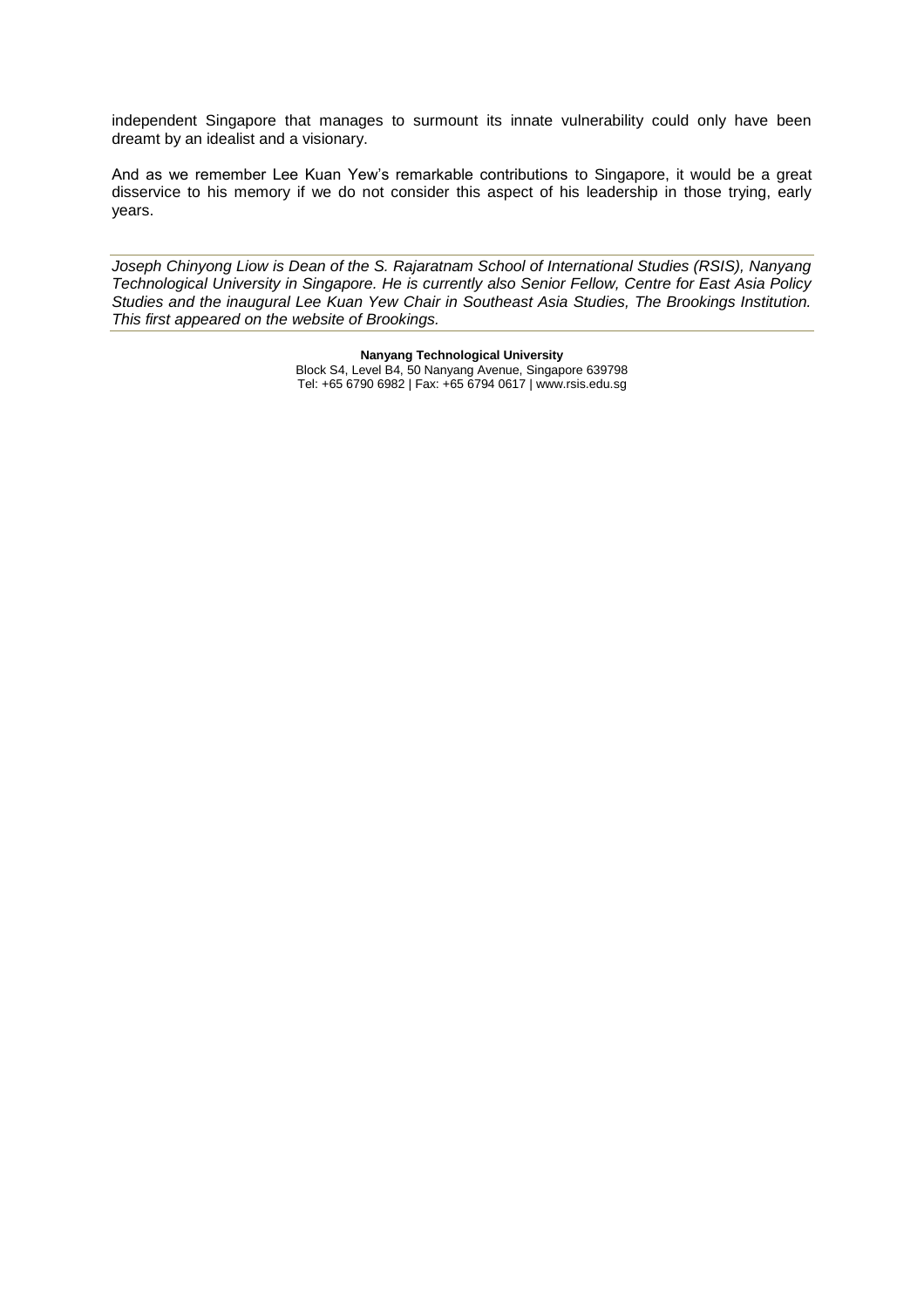independent Singapore that manages to surmount its innate vulnerability could only have been dreamt by an idealist and a visionary.

And as we remember Lee Kuan Yew's remarkable contributions to Singapore, it would be a great disservice to his memory if we do not consider this aspect of his leadership in those trying, early years.

---

*Joseph Chinyong Liow is Dean of the S. Rajaratnam School of International Studies (RSIS), Nanyang Technological University in Singapore. He is currently also Senior Fellow, Centre for East Asia Policy Studies and the inaugural Lee Kuan Yew Chair in Southeast Asia Studies, The Brookings Institution. This first appeared on the website of Brookings.*

---

**Nanyang Technological University**
Block S4, Level B4, 50 Nanyang Avenue, Singapore 639798
Tel: +65 6790 6982 | Fax: +65 6794 0617 | www.rsis.edu.sg